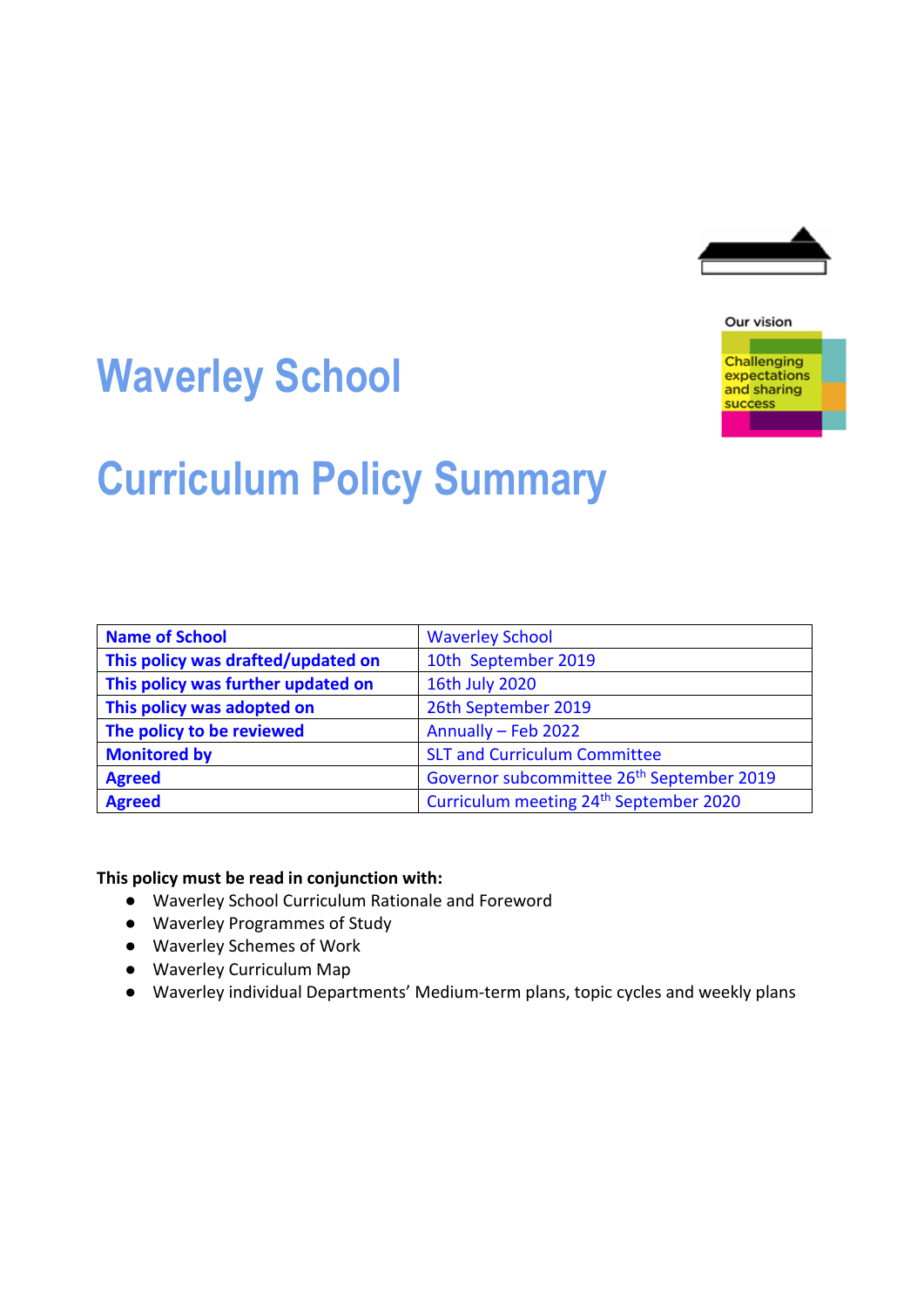Our vision

Challenging expectations and sharing success

# Waverley School

# Curriculum Policy Summary

| **Name of School** | Waverley School |
|---|---|
| **This policy was drafted/updated on** | 10th September 2019 |
| **This policy was further updated on** | 16th July 2020 |
| **This policy was adopted on** | 26th September 2019 |
| **The policy to be reviewed** | Annually – Feb 2022 |
| **Monitored by** | SLT and Curriculum Committee |
| **Agreed** | Governor subcommittee 26th September 2019 |
| **Agreed** | Curriculum meeting 24th September 2020 |

**This policy must be read in conjunction with:**

- Waverley School Curriculum Rationale and Foreword
- Waverley Programmes of Study
- Waverley Schemes of Work
- Waverley Curriculum Map
- Waverley individual Departments' Medium-term plans, topic cycles and weekly plans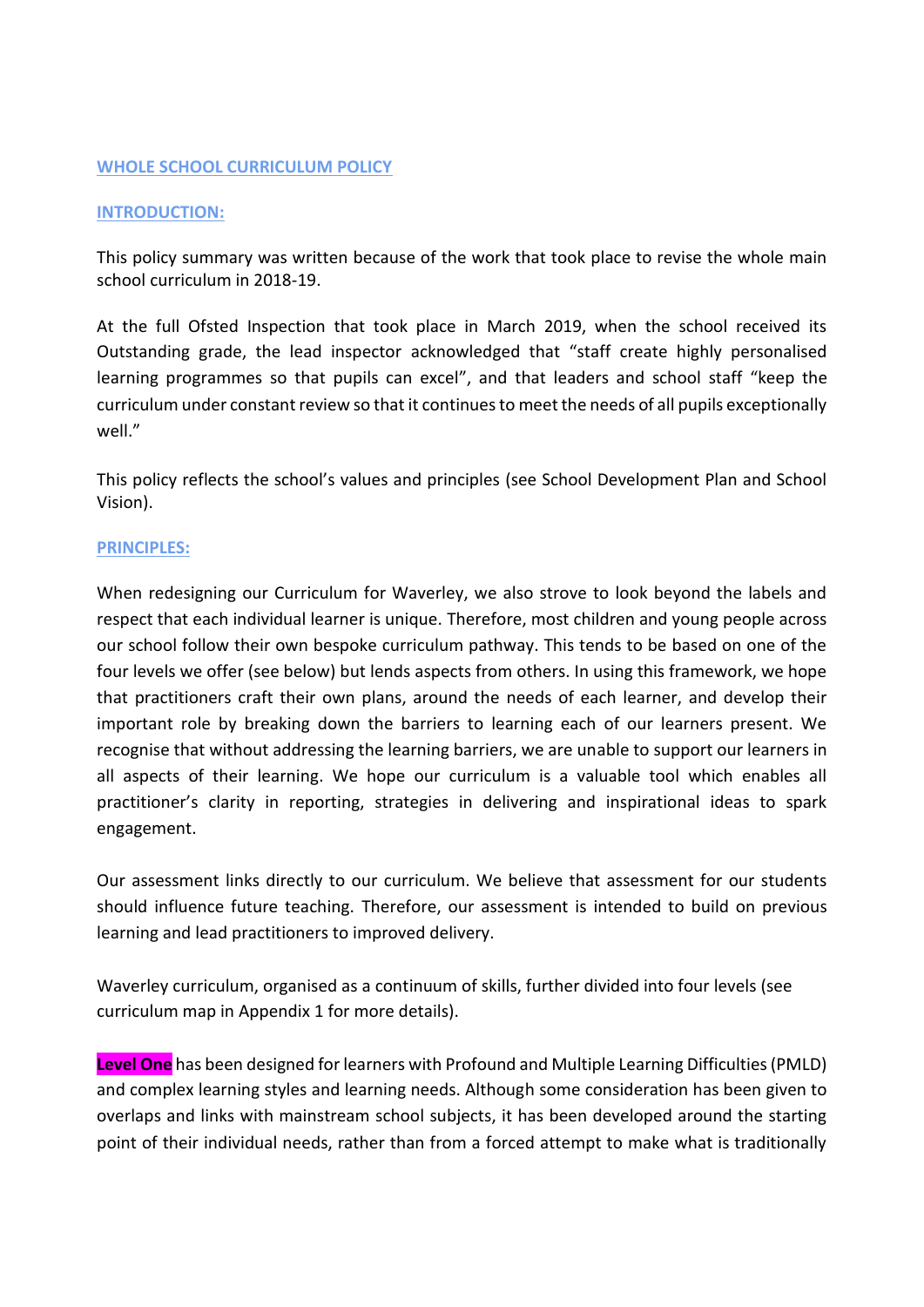## WHOLE SCHOOL CURRICULUM POLICY

### INTRODUCTION:

This policy summary was written because of the work that took place to revise the whole main school curriculum in 2018-19.

At the full Ofsted Inspection that took place in March 2019, when the school received its Outstanding grade, the lead inspector acknowledged that "staff create highly personalised learning programmes so that pupils can excel", and that leaders and school staff "keep the curriculum under constant review so that it continues to meet the needs of all pupils exceptionally well."

This policy reflects the school's values and principles (see School Development Plan and School Vision).

### PRINCIPLES:

When redesigning our Curriculum for Waverley, we also strove to look beyond the labels and respect that each individual learner is unique. Therefore, most children and young people across our school follow their own bespoke curriculum pathway. This tends to be based on one of the four levels we offer (see below) but lends aspects from others. In using this framework, we hope that practitioners craft their own plans, around the needs of each learner, and develop their important role by breaking down the barriers to learning each of our learners present. We recognise that without addressing the learning barriers, we are unable to support our learners in all aspects of their learning. We hope our curriculum is a valuable tool which enables all practitioner's clarity in reporting, strategies in delivering and inspirational ideas to spark engagement.

Our assessment links directly to our curriculum. We believe that assessment for our students should influence future teaching. Therefore, our assessment is intended to build on previous learning and lead practitioners to improved delivery.

Waverley curriculum, organised as a continuum of skills, further divided into four levels (see curriculum map in Appendix 1 for more details).

**Level One** has been designed for learners with Profound and Multiple Learning Difficulties (PMLD) and complex learning styles and learning needs. Although some consideration has been given to overlaps and links with mainstream school subjects, it has been developed around the starting point of their individual needs, rather than from a forced attempt to make what is traditionally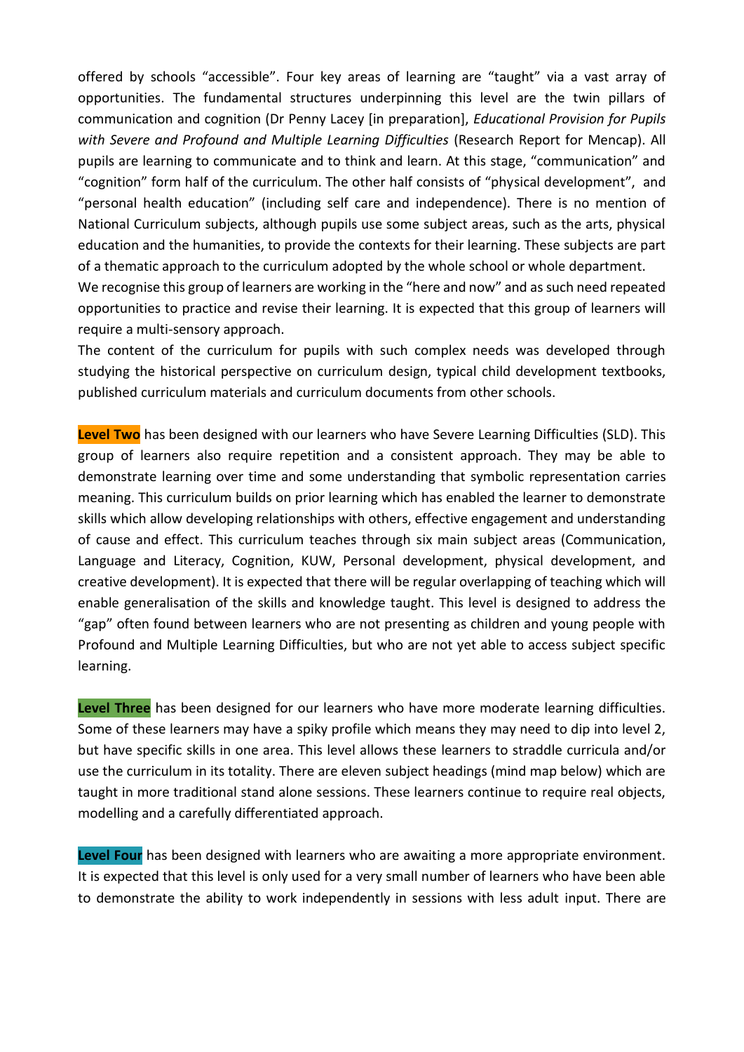offered by schools "accessible". Four key areas of learning are "taught" via a vast array of opportunities. The fundamental structures underpinning this level are the twin pillars of communication and cognition (Dr Penny Lacey [in preparation], *Educational Provision for Pupils with Severe and Profound and Multiple Learning Difficulties* (Research Report for Mencap). All pupils are learning to communicate and to think and learn. At this stage, "communication" and "cognition" form half of the curriculum. The other half consists of "physical development", and "personal health education" (including self care and independence). There is no mention of National Curriculum subjects, although pupils use some subject areas, such as the arts, physical education and the humanities, to provide the contexts for their learning. These subjects are part of a thematic approach to the curriculum adopted by the whole school or whole department.
We recognise this group of learners are working in the "here and now" and as such need repeated opportunities to practice and revise their learning. It is expected that this group of learners will require a multi-sensory approach.
The content of the curriculum for pupils with such complex needs was developed through studying the historical perspective on curriculum design, typical child development textbooks, published curriculum materials and curriculum documents from other schools.

**Level Two** has been designed with our learners who have Severe Learning Difficulties (SLD). This group of learners also require repetition and a consistent approach. They may be able to demonstrate learning over time and some understanding that symbolic representation carries meaning. This curriculum builds on prior learning which has enabled the learner to demonstrate skills which allow developing relationships with others, effective engagement and understanding of cause and effect. This curriculum teaches through six main subject areas (Communication, Language and Literacy, Cognition, KUW, Personal development, physical development, and creative development). It is expected that there will be regular overlapping of teaching which will enable generalisation of the skills and knowledge taught. This level is designed to address the "gap" often found between learners who are not presenting as children and young people with Profound and Multiple Learning Difficulties, but who are not yet able to access subject specific learning.

**Level Three** has been designed for our learners who have more moderate learning difficulties. Some of these learners may have a spiky profile which means they may need to dip into level 2, but have specific skills in one area. This level allows these learners to straddle curricula and/or use the curriculum in its totality. There are eleven subject headings (mind map below) which are taught in more traditional stand alone sessions. These learners continue to require real objects, modelling and a carefully differentiated approach.

**Level Four** has been designed with learners who are awaiting a more appropriate environment. It is expected that this level is only used for a very small number of learners who have been able to demonstrate the ability to work independently in sessions with less adult input. There are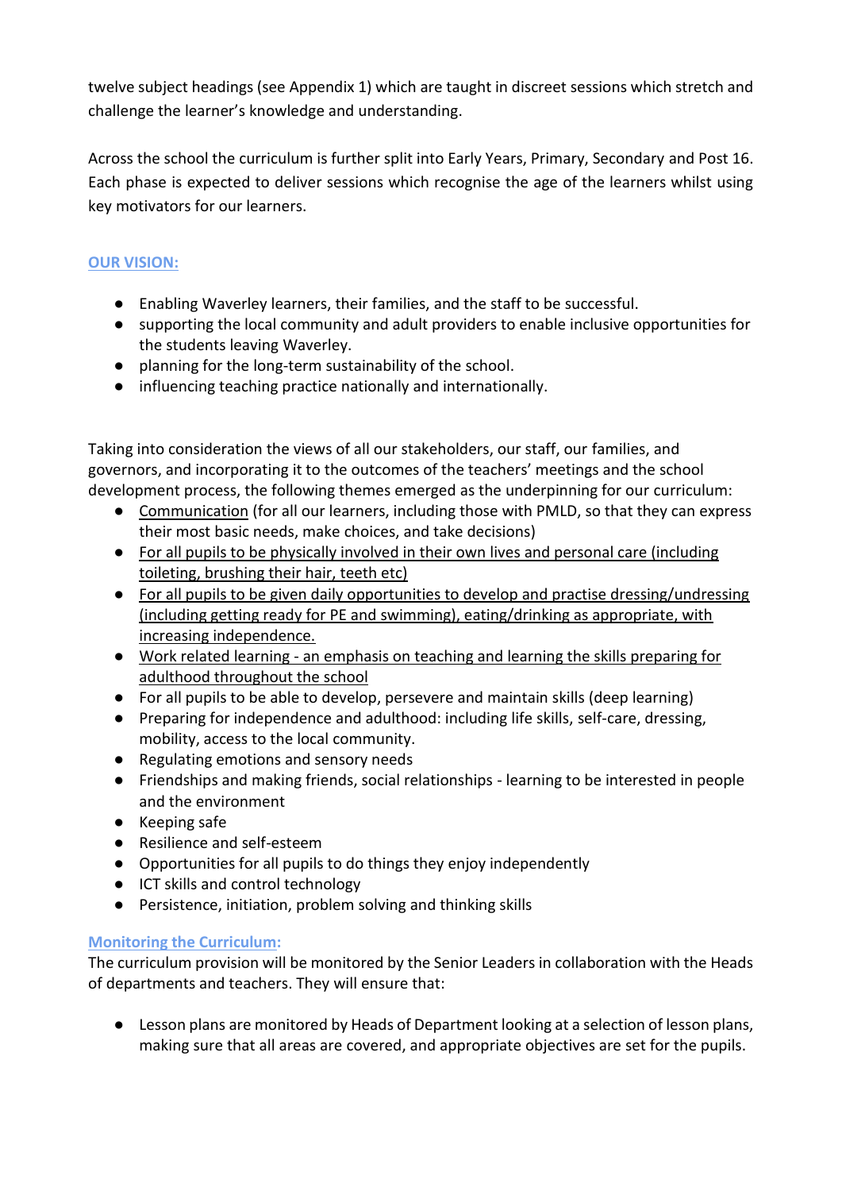twelve subject headings (see Appendix 1) which are taught in discreet sessions which stretch and challenge the learner's knowledge and understanding.

Across the school the curriculum is further split into Early Years, Primary, Secondary and Post 16. Each phase is expected to deliver sessions which recognise the age of the learners whilst using key motivators for our learners.

## OUR VISION:

- Enabling Waverley learners, their families, and the staff to be successful.
- supporting the local community and adult providers to enable inclusive opportunities for the students leaving Waverley.
- planning for the long-term sustainability of the school.
- influencing teaching practice nationally and internationally.

Taking into consideration the views of all our stakeholders, our staff, our families, and governors, and incorporating it to the outcomes of the teachers' meetings and the school development process, the following themes emerged as the underpinning for our curriculum:

- <u>Communication</u> (for all our learners, including those with PMLD, so that they can express their most basic needs, make choices, and take decisions)
- <u>For all pupils to be physically involved in their own lives and personal care (including toileting, brushing their hair, teeth etc)</u>
- <u>For all pupils to be given daily opportunities to develop and practise dressing/undressing (including getting ready for PE and swimming), eating/drinking as appropriate, with increasing independence.</u>
- <u>Work related learning - an emphasis on teaching and learning the skills preparing for adulthood throughout the school</u>
- For all pupils to be able to develop, persevere and maintain skills (deep learning)
- Preparing for independence and adulthood: including life skills, self-care, dressing, mobility, access to the local community.
- Regulating emotions and sensory needs
- Friendships and making friends, social relationships - learning to be interested in people and the environment
- Keeping safe
- Resilience and self-esteem
- Opportunities for all pupils to do things they enjoy independently
- ICT skills and control technology
- Persistence, initiation, problem solving and thinking skills

## Monitoring the Curriculum:

The curriculum provision will be monitored by the Senior Leaders in collaboration with the Heads of departments and teachers. They will ensure that:

- Lesson plans are monitored by Heads of Department looking at a selection of lesson plans, making sure that all areas are covered, and appropriate objectives are set for the pupils.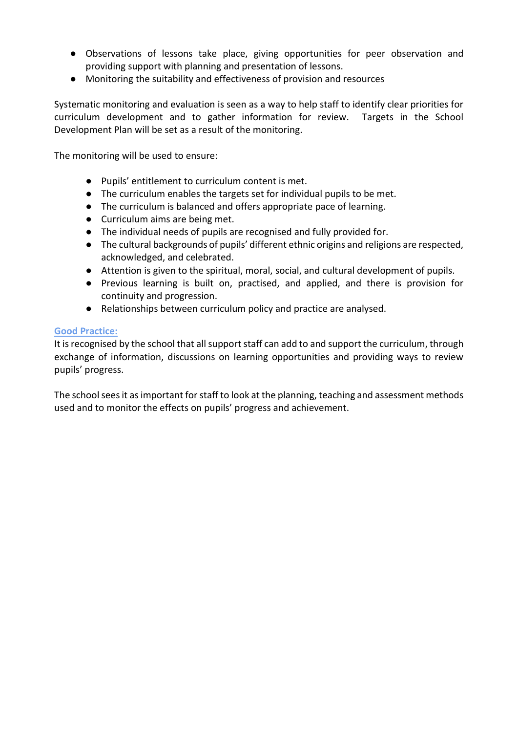- Observations of lessons take place, giving opportunities for peer observation and providing support with planning and presentation of lessons.
- Monitoring the suitability and effectiveness of provision and resources

Systematic monitoring and evaluation is seen as a way to help staff to identify clear priorities for curriculum development and to gather information for review. Targets in the School Development Plan will be set as a result of the monitoring.

The monitoring will be used to ensure:

- Pupils' entitlement to curriculum content is met.
- The curriculum enables the targets set for individual pupils to be met.
- The curriculum is balanced and offers appropriate pace of learning.
- Curriculum aims are being met.
- The individual needs of pupils are recognised and fully provided for.
- The cultural backgrounds of pupils' different ethnic origins and religions are respected, acknowledged, and celebrated.
- Attention is given to the spiritual, moral, social, and cultural development of pupils.
- Previous learning is built on, practised, and applied, and there is provision for continuity and progression.
- Relationships between curriculum policy and practice are analysed.

**Good Practice:**

It is recognised by the school that all support staff can add to and support the curriculum, through exchange of information, discussions on learning opportunities and providing ways to review pupils' progress.

The school sees it as important for staff to look at the planning, teaching and assessment methods used and to monitor the effects on pupils' progress and achievement.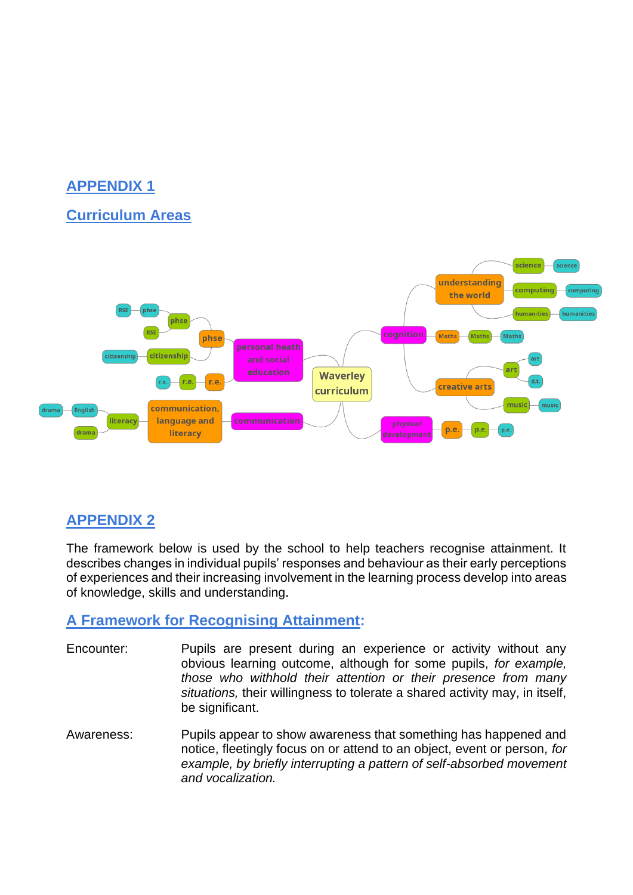## APPENDIX 1

## Curriculum Areas

- Waverley curriculum
  - personal heath and social education
    - phse
      - phse
        - phse
          - RSE
        - RSE
      - citizenship
        - citizenship
    - r.e.
      - r.e.
        - r.e.
  - communication
    - communication, language and literacy
      - literacy
        - English
          - drama
        - drama
  - cognition
    - understanding the world
      - science
        - science
      - computing
        - computing
      - humanities
        - humanities
    - Maths
      - Maths
        - Maths
    - creative arts
      - art
        - art
        - d.t.
      - music
        - music
  - physical development
    - p.e.
      - p.e.
        - p.e.

## APPENDIX 2

The framework below is used by the school to help teachers recognise attainment. It describes changes in individual pupils' responses and behaviour as their early perceptions of experiences and their increasing involvement in the learning process develop into areas of knowledge, skills and understanding.

### A Framework for Recognising Attainment:

Encounter: Pupils are present during an experience or activity without any obvious learning outcome, although for some pupils, *for example, those who withhold their attention or their presence from many situations,* their willingness to tolerate a shared activity may, in itself, be significant.

Awareness: Pupils appear to show awareness that something has happened and notice, fleetingly focus on or attend to an object, event or person, *for example, by briefly interrupting a pattern of self-absorbed movement and vocalization.*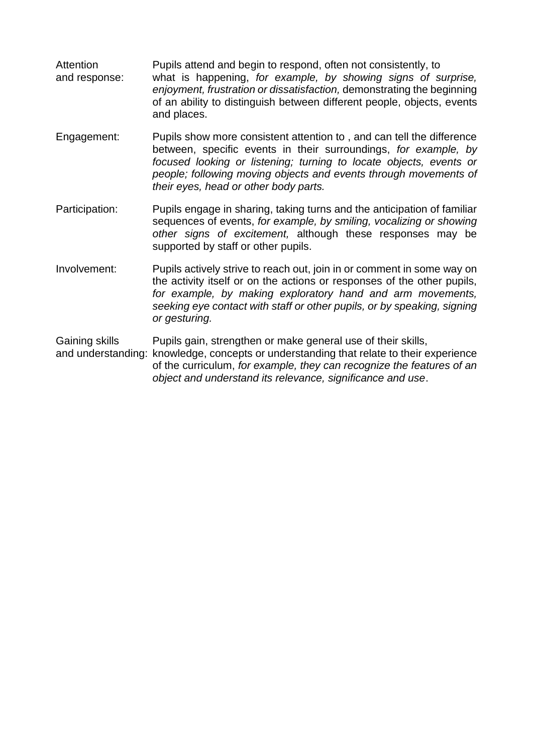**Attention and response:** Pupils attend and begin to respond, often not consistently, to what is happening, *for example, by showing signs of surprise, enjoyment, frustration or dissatisfaction,* demonstrating the beginning of an ability to distinguish between different people, objects, events and places.

**Engagement:** Pupils show more consistent attention to , and can tell the difference between, specific events in their surroundings, *for example, by focused looking or listening; turning to locate objects, events or people; following moving objects and events through movements of their eyes, head or other body parts.*

**Participation:** Pupils engage in sharing, taking turns and the anticipation of familiar sequences of events, *for example, by smiling, vocalizing or showing other signs of excitement,* although these responses may be supported by staff or other pupils.

**Involvement:** Pupils actively strive to reach out, join in or comment in some way on the activity itself or on the actions or responses of the other pupils, *for example, by making exploratory hand and arm movements, seeking eye contact with staff or other pupils, or by speaking, signing or gesturing.*

**Gaining skills and understanding:** Pupils gain, strengthen or make general use of their skills, knowledge, concepts or understanding that relate to their experience of the curriculum, *for example, they can recognize the features of an object and understand its relevance, significance and use*.